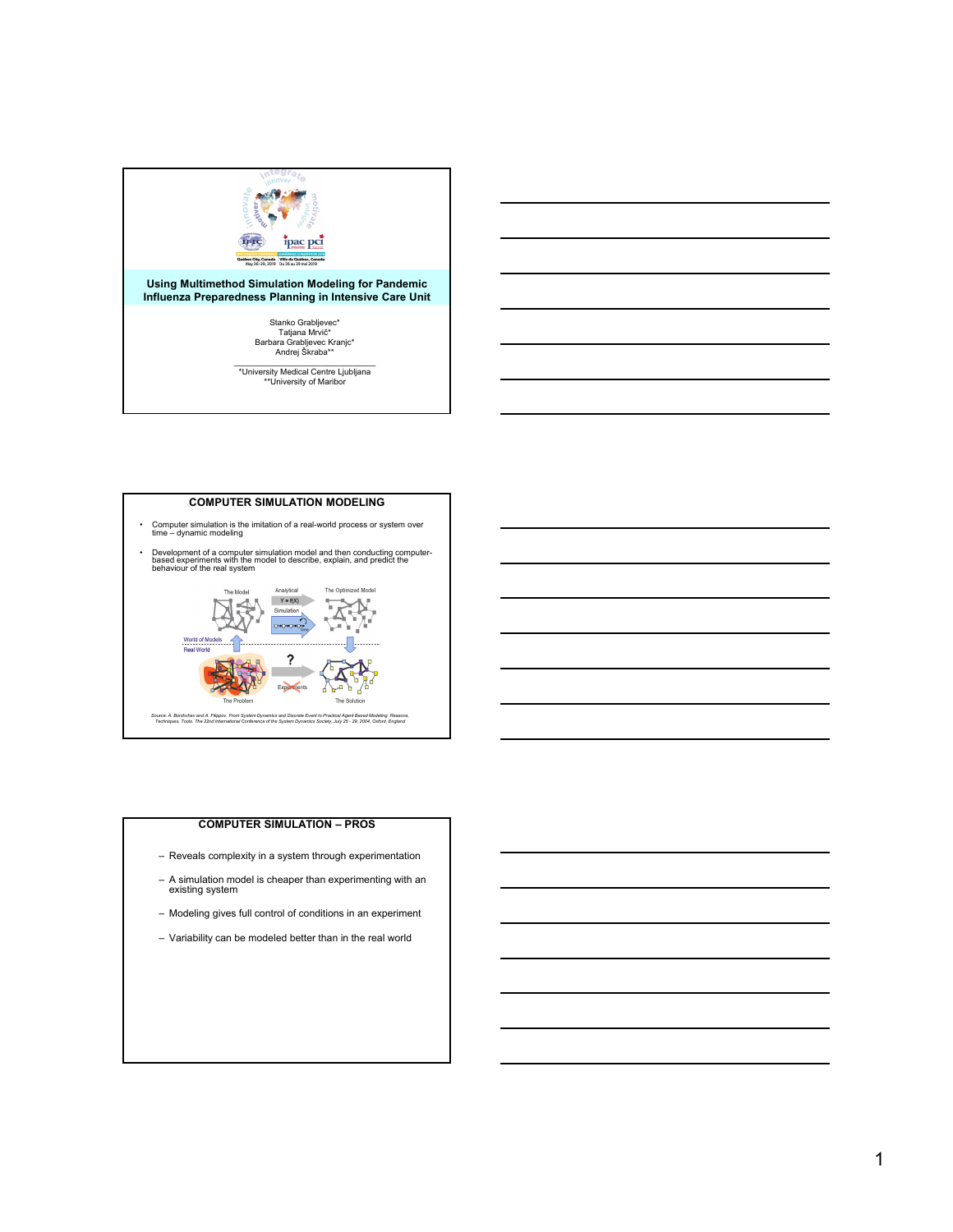## Using Multimethod Simulation Modeling for Pandemic Influenza Preparedness Planning in Intensive Care Unit

Stanko Grabljevec*
Tatjana Mrvič*
Barbara Grabljevec Kranjc*
Andrej Škraba**

*University Medical Centre Ljubljana
**University of Maribor

## COMPUTER SIMULATION MODELING

- Computer simulation is the imitation of a real-world process or system over time – dynamic modeling
- Development of a computer simulation model and then conducting computer-based experiments with the model to describe, explain, and predict the behaviour of the real system

The Model | Analytical | $Y = f(X)$ | Simulation | The Optimized Model | World of Models | Real World | The Problem | Experiments | The Solution

*Source: A. Borshchev and A. Filippov. From System Dynamics and Discrete Event to Practical Agent Based Modeling: Reasons, Techniques, Tools. The 22nd International Conference of the System Dynamics Society, July 25 - 29, 2004, Oxford, England*

## COMPUTER SIMULATION – PROS

- Reveals complexity in a system through experimentation
- A simulation model is cheaper than experimenting with an existing system
- Modeling gives full control of conditions in an experiment
- Variability can be modeled better than in the real world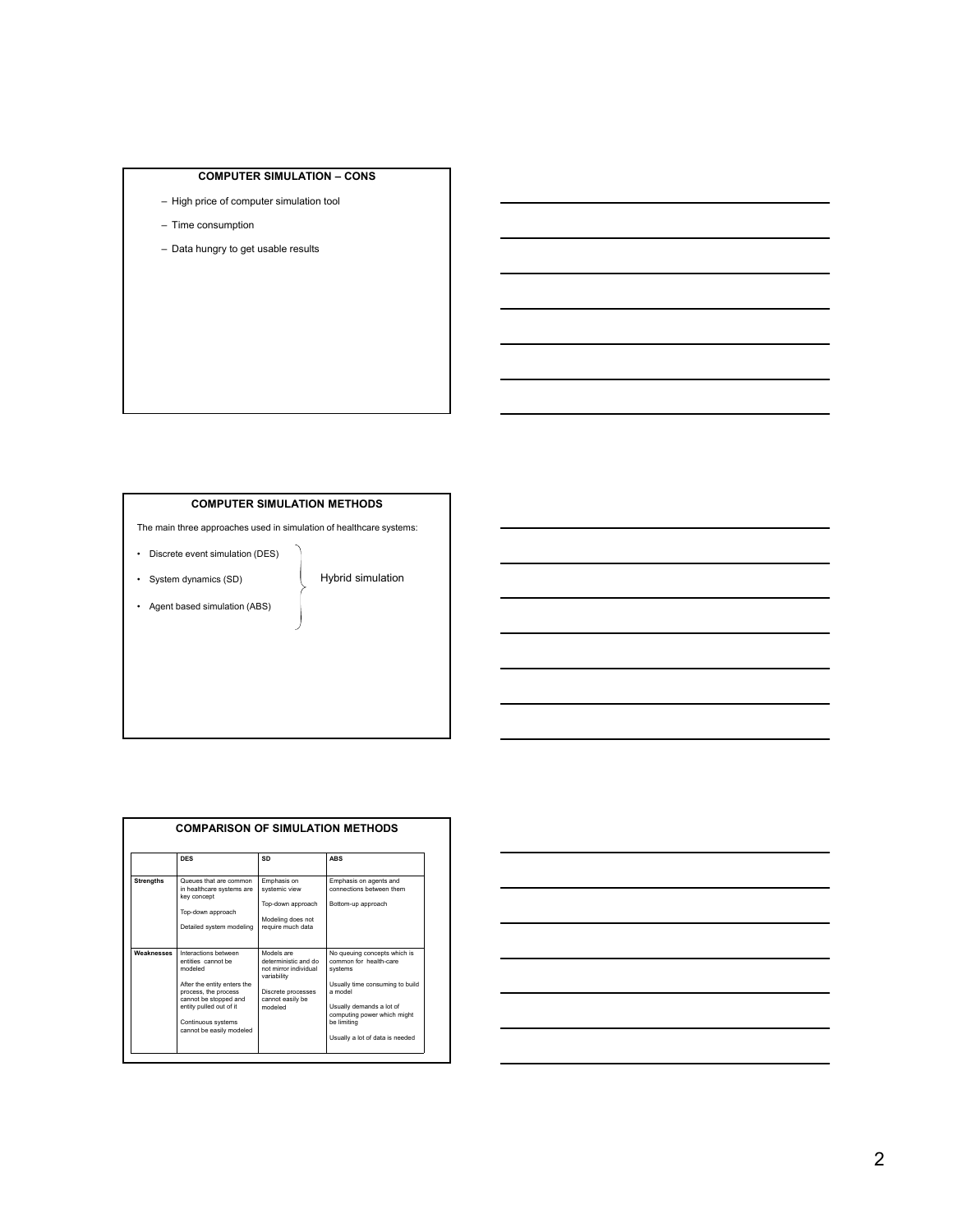## COMPUTER SIMULATION – CONS

- High price of computer simulation tool
- Time consumption
- Data hungry to get usable results

## COMPUTER SIMULATION METHODS

The main three approaches used in simulation of healthcare systems:

- Discrete event simulation (DES)
- System dynamics (SD)
- Agent based simulation (ABS)

} Hybrid simulation

## COMPARISON OF SIMULATION METHODS

| | DES | SD | ABS |
|---|---|---|---|
| **Strengths** | Queues that are common in healthcare systems are key concept<br><br>Top-down approach<br><br>Detailed system modeling | Emphasis on systemic view<br><br>Top-down approach<br><br>Modeling does not require much data | Emphasis on agents and connections between them<br><br>Bottom-up approach |
| **Weaknesses** | Interactions between entities cannot be modeled<br><br>After the entity enters the process, the process cannot be stopped and entity pulled out of it<br><br>Continuous systems cannot be easily modeled | Models are deterministic and do not mirror individual variability<br><br>Discrete processes cannot easily be modeled | No queuing concepts which is common for health-care systems<br><br>Usually time consuming to build a model<br><br>Usually demands a lot of computing power which might be limiting<br><br>Usually a lot of data is needed |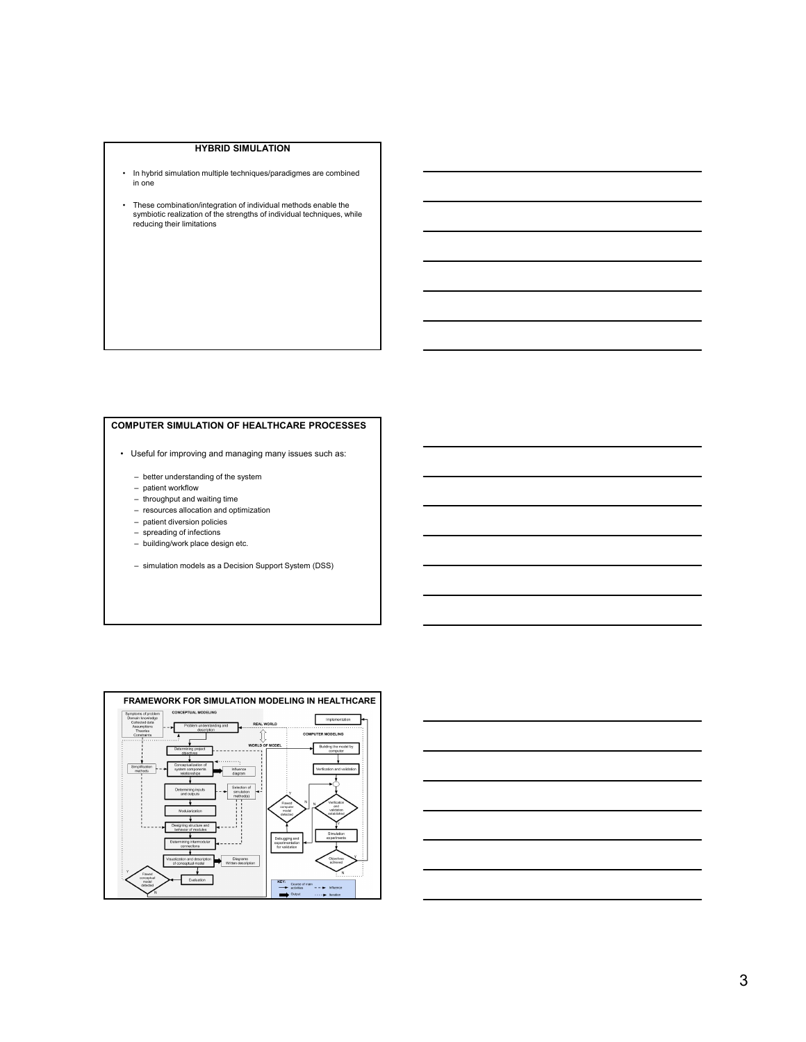## HYBRID SIMULATION

- In hybrid simulation multiple techniques/paradigmes are combined in one
- These combination/integration of individual methods enable the symbiotic realization of the strengths of individual techniques, while reducing their limitations

## COMPUTER SIMULATION OF HEALTHCARE PROCESSES

- Useful for improving and managing many issues such as:
  - better understanding of the system
  - patient workflow
  - throughput and waiting time
  - resources allocation and optimization
  - patient diversion policies
  - spreading of infections
  - building/work place design etc.
  - simulation models as a Decision Support System (DSS)

## FRAMEWORK FOR SIMULATION MODELING IN HEALTHCARE

CONCEPTUAL MODELING

Symptoms of problem
Domain knowledge
Collected data
Assumptions
Theories
Constraints

Problem understanding and description

REAL WORLD

WORLD OF MODEL

Determining project objectives

Simplification methods

Conceptualization of system components relationships

Influence diagram

Determining inputs and outputs

Selection of simulation method(s)

Modularization

Designing structure and behavior of modules

Determining intermodular connections

Visualization and description of conceptual model

Diagrams Written description

Evaluation

Flawed conceptual model detected

COMPUTER MODELING

Implementation

Building the model by computer

Verification and validation

Flawed computer model detected

Verification and validation established

Debugging and experimentation for validation

Simulation experiments

Objectives achieved

KEY: Course of main activities; Influence; Output; Iteration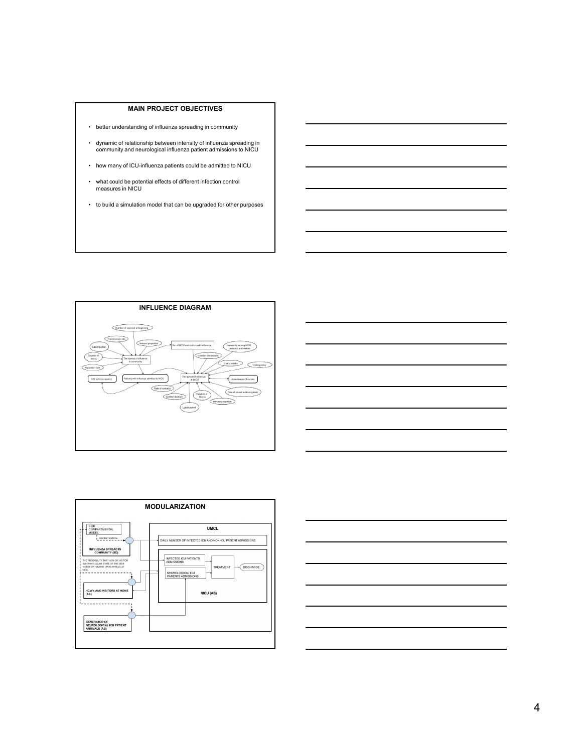## MAIN PROJECT OBJECTIVES

- better understanding of influenza spreading in community
- dynamic of relationship between intensity of influenza spreading in community and neurological influenza patient admissions to NICU
- how many of ICU-influenza patients could be admitted to NICU
- what could be potential effects of different infection control measures in NICU
- to build a simulation model that can be upgraded for other purposes

## INFLUENCE DIAGRAM

Number of exposed at beginning

Transmission rate

Immune proportion

No. of HCW and visitors with influenza

Immunity among HCW, patients, and visitors

Latent period

Duration of illness

The spread of influenza in community

Isolation precautions

Use of masks

Visiting policy

Population size

ICU beds occupancy

Patients with influenza admitted to NICU

The spread of influenza at NICU

Absenteeism of nurses

Rate of contacts

Contact duration

Duration of illness

Use of closed suction system

Immune proportion

Latent period

## MODULARIZATION

SEIR COMPARTMENTAL MODEL

DISCRETIZATION

INFLUENZA SPREAD IN COMMUNITY (SD)

THE PROBABILITY THAT HCW OR VISITOR IS IN PARTICULAR STATE OF THE SEIR MODEL OR IMMUNE UPON ARRIVAL AT NICU

HCWs AND VISITORS AT HOME (AB)

GENERATOR OF NEUROLOGICAL ICU PATIENT ARRIVALS (AB)

UMCL

DAILY NUMBER OF INFECTED ICU AND NON-ICU PATIENT ADMISSIONS

INFECTED ICU PATIENTS ADMISSIONS

NEUROLOGICAL ICU PATIENTS ADMISSIONS

TREATMENT

DISCHARGE

NICU (AB)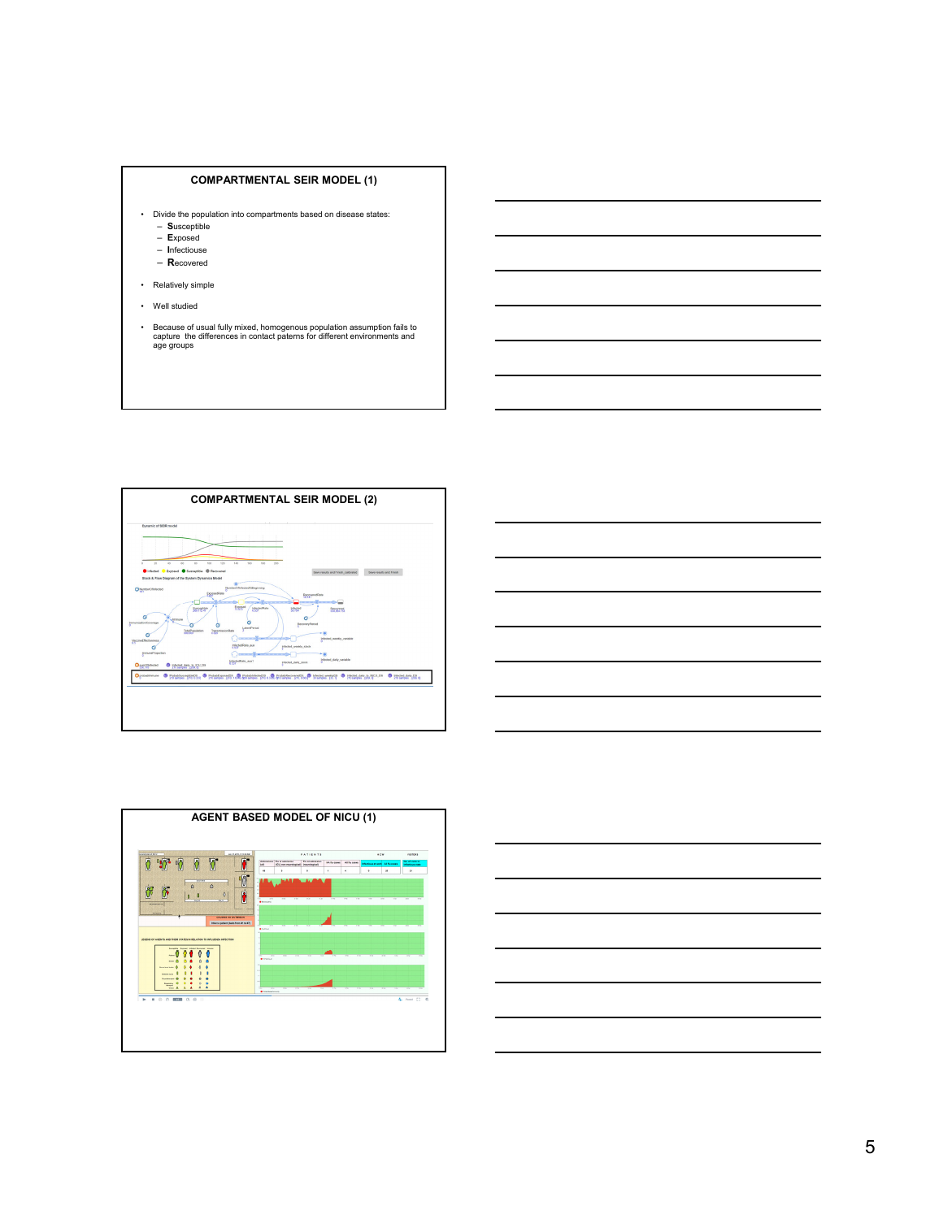## COMPARTMENTAL SEIR MODEL (1)

- Divide the population into compartments based on disease states:
  - Susceptible
  - Exposed
  - Infectiouse
  - Recovered
- Relatively simple
- Well studied
- Because of usual fully mixed, homogenous population assumption fails to capture  the differences in contact paterns for different environments and age groups

## COMPARTMENTAL SEIR MODEL (2)

## AGENT BASED MODEL OF NICU (1)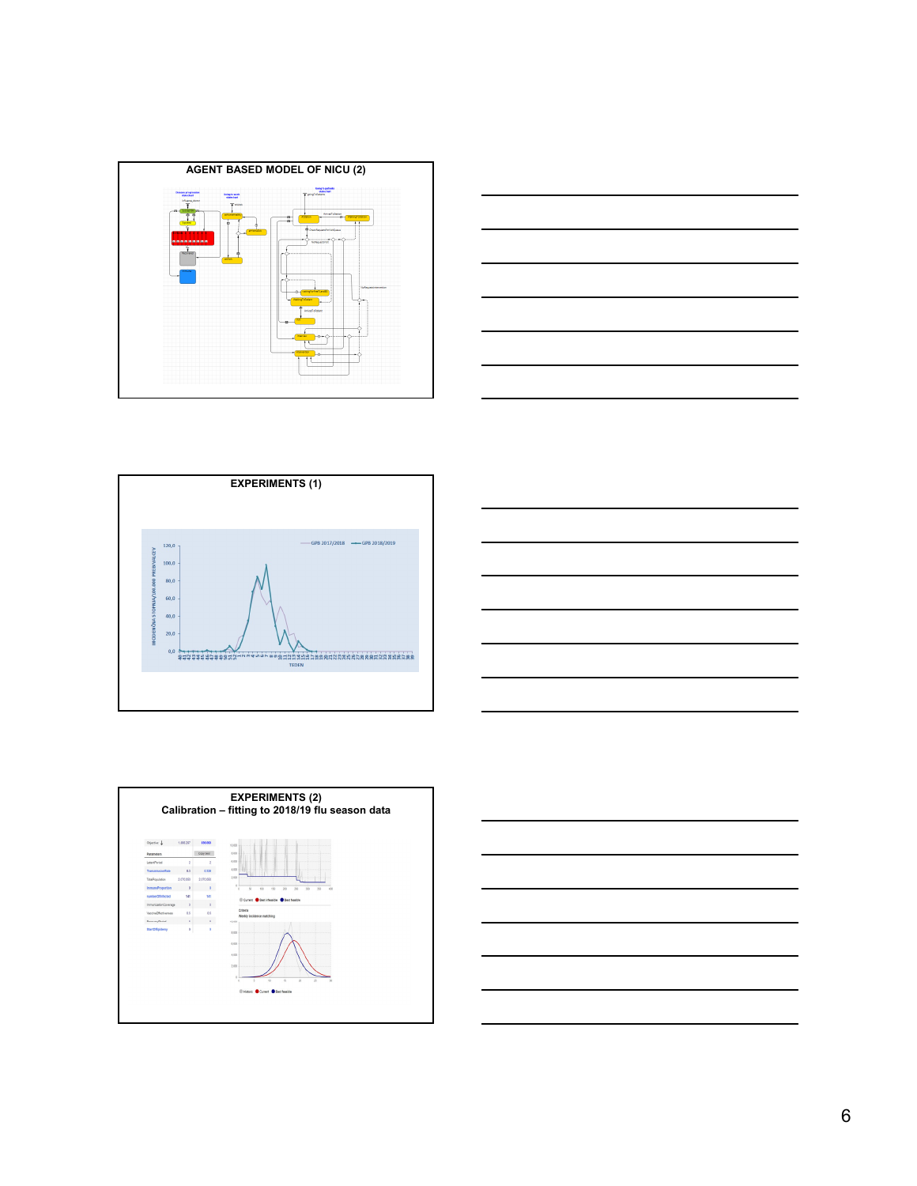## AGENT BASED MODEL OF NICU (2)

## EXPERIMENTS (1)

## EXPERIMENTS (2)

Calibration – fitting to 2018/19 flu season data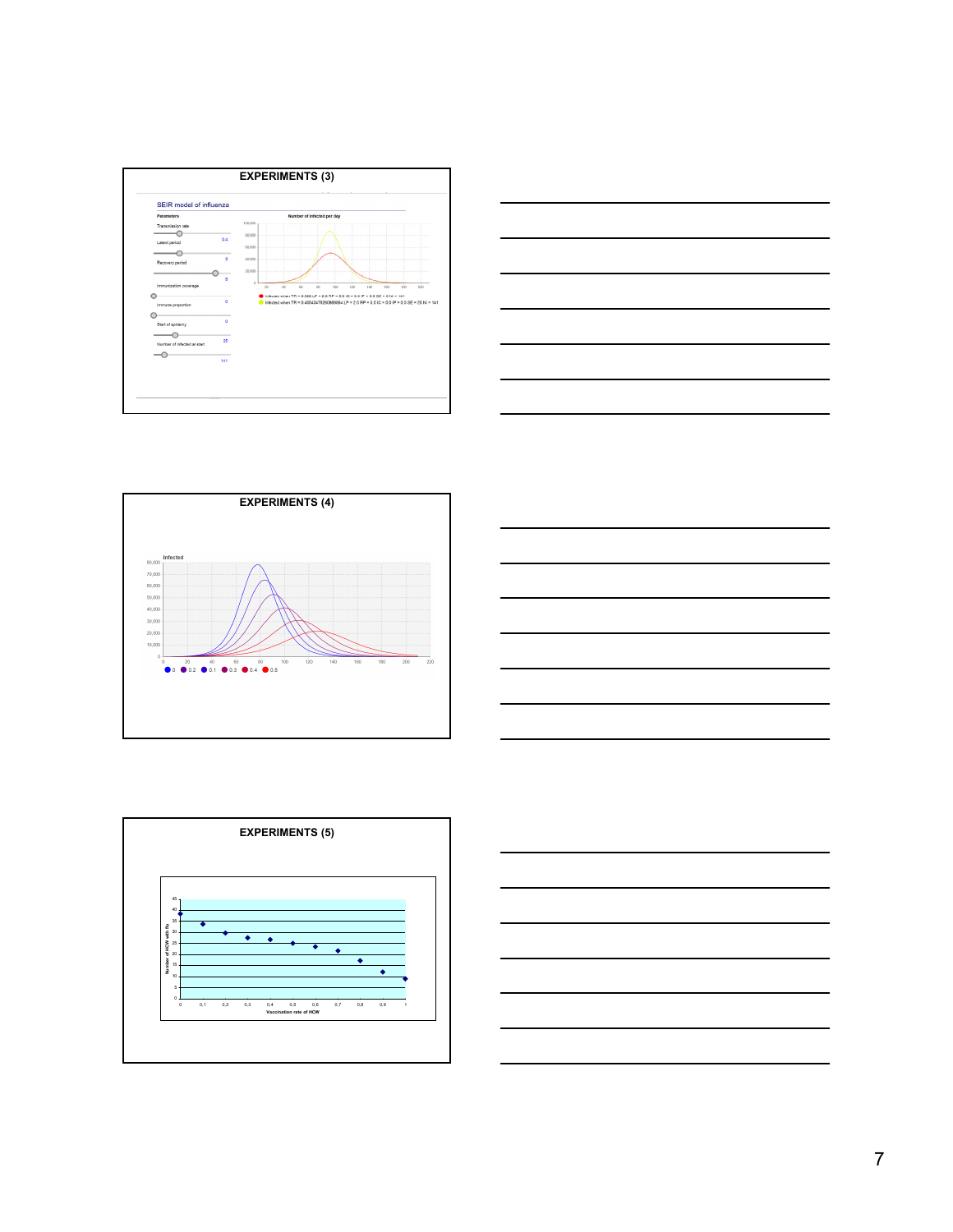## EXPERIMENTS (3)

SEIR model of influenza

Parameters

Transmission rate

0.4

Latent period

2

Recovery period

6

Immunization coverage

0

Immune proportion

0

Start of epidemy

25

Number of infected at start

141

Number of infected per day

## EXPERIMENTS (4)

Infected

0 0.2 0.1 0.3 0.4 0.5

## EXPERIMENTS (5)

Number of HCW with flu

Vaccination rate of HCW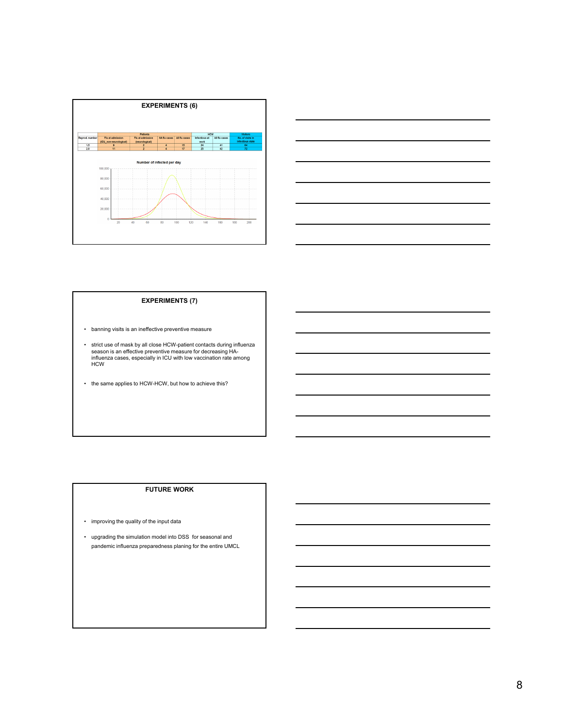## EXPERIMENTS (6)

| Reprod. number | Patients | | | | HCW | | Visitors |
|---|---|---|---|---|---|---|---|
| | Flu at admission (ICU, non-neurological) | Flu at admission (neurological) | HA flu cases | All flu cases | Infectious at work | All flu cases | No. of visits in infectious state |
| 1.5 | 9 | 2 | 4 | 15 | 24 | 41 | 64 |
| 2.0 | 11 | 2 | 4 | 17 | 25 | 42 | 72 |

Number of infected per day

## EXPERIMENTS (7)

- banning visits is an ineffective preventive measure
- strict use of mask by all close HCW-patient contacts during influenza season is an effective preventive measure for decreasing HA-influenza cases, especially in ICU with low vaccination rate among HCW
- the same applies to HCW-HCW, but how to achieve this?

## FUTURE WORK

- improving the quality of the input data
- upgrading the simulation model into DSS for seasonal and pandemic influenza preparedness planing for the entire UMCL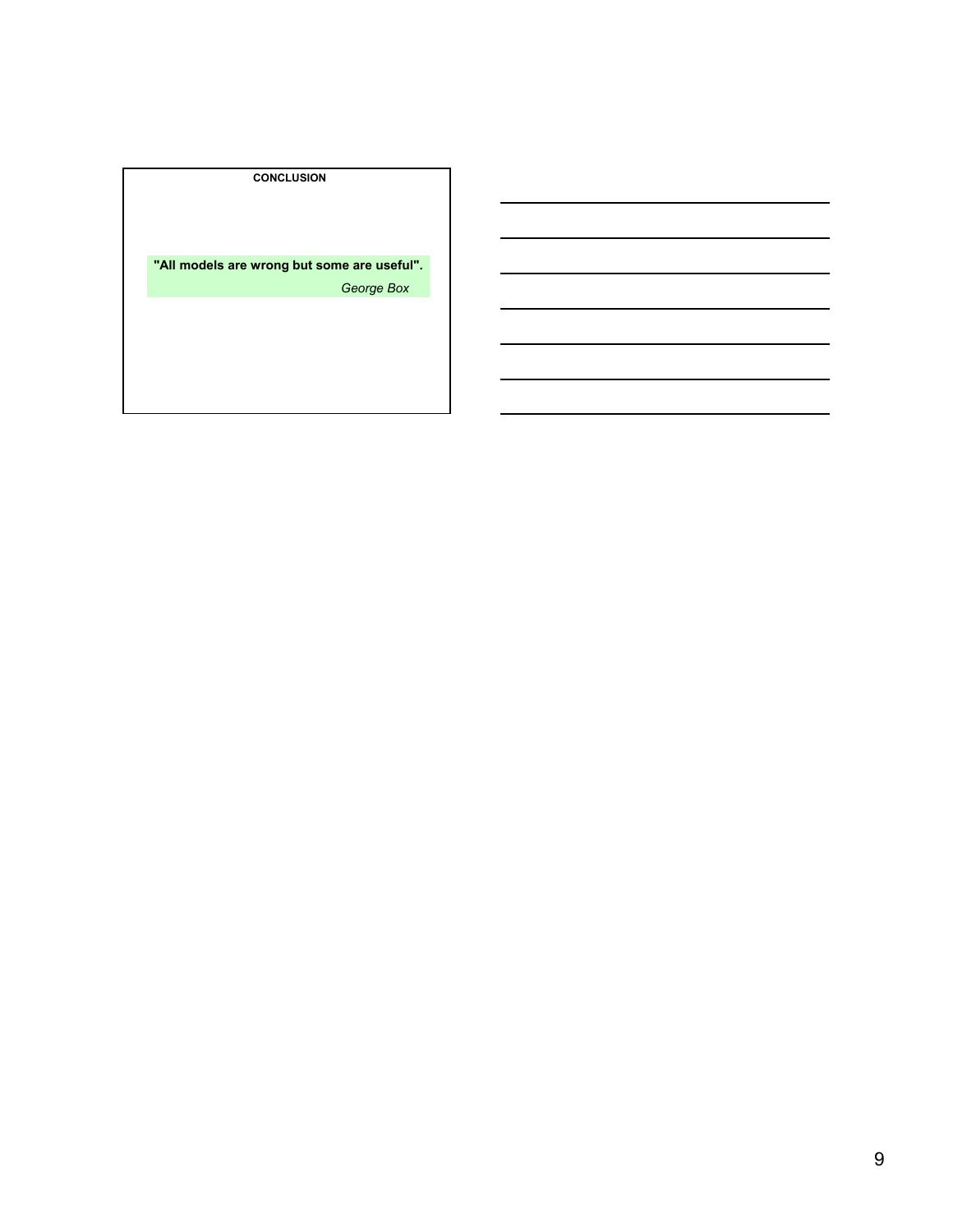## CONCLUSION

> **"All models are wrong but some are useful".**
>
> *George Box*